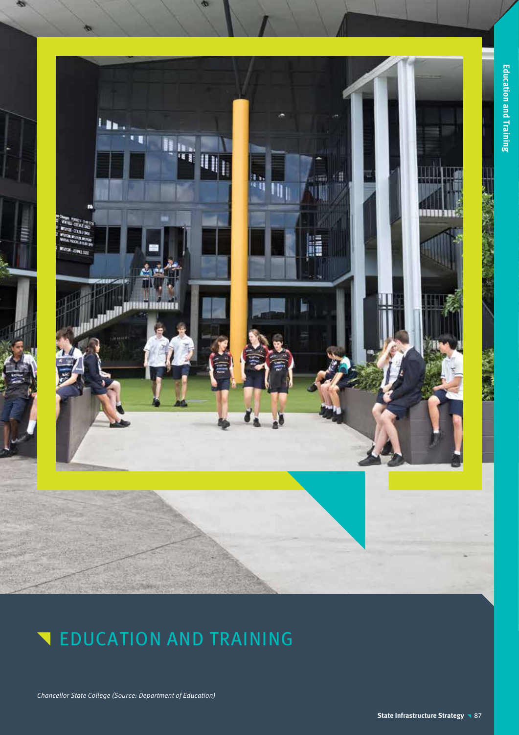# EDUCATION AND TRAINING

*Chancellor State College (Source: Department of Education)*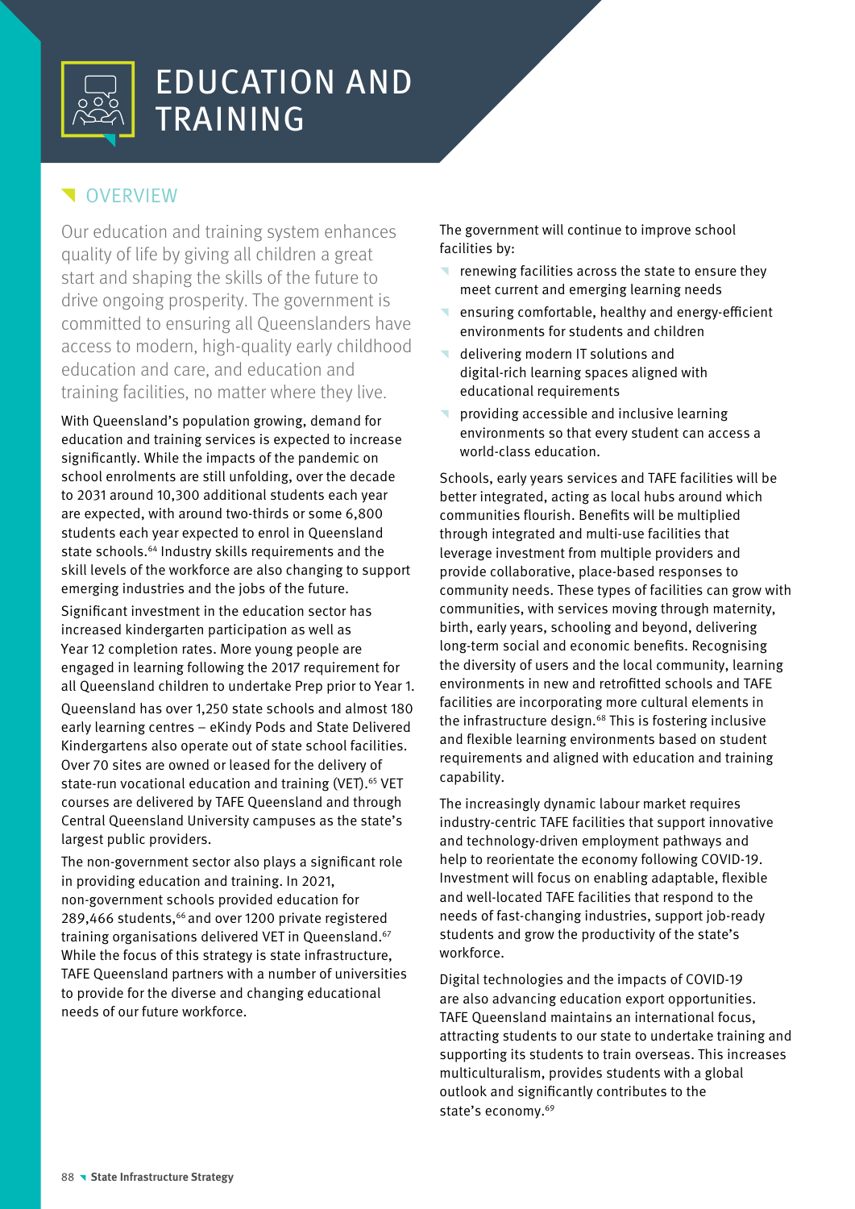# EDUCATION AND TRAINING

## OVERVIEW

Our education and training system enhances quality of life by giving all children a great start and shaping the skills of the future to drive ongoing prosperity. The government is committed to ensuring all Queenslanders have access to modern, high-quality early childhood education and care, and education and training facilities, no matter where they live.

With Queensland's population growing, demand for education and training services is expected to increase significantly. While the impacts of the pandemic on school enrolments are still unfolding, over the decade to 2031 around 10,300 additional students each year are expected, with around two-thirds or some 6,800 students each year expected to enrol in Queensland state schools.[64] Industry skills requirements and the skill levels of the workforce are also changing to support emerging industries and the jobs of the future.

Significant investment in the education sector has increased kindergarten participation as well as Year 12 completion rates. More young people are engaged in learning following the 2017 requirement for all Queensland children to undertake Prep prior to Year 1.

Queensland has over 1,250 state schools and almost 180 early learning centres – eKindy Pods and State Delivered Kindergartens also operate out of state school facilities. Over 70 sites are owned or leased for the delivery of state-run vocational education and training (VET).[65] VET courses are delivered by TAFE Queensland and through Central Queensland University campuses as the state's largest public providers.

The non-government sector also plays a significant role in providing education and training. In 2021, non-government schools provided education for 289,466 students,[66] and over 1200 private registered training organisations delivered VET in Queensland.[67] While the focus of this strategy is state infrastructure, TAFE Queensland partners with a number of universities to provide for the diverse and changing educational needs of our future workforce.

The government will continue to improve school facilities by:

- renewing facilities across the state to ensure they meet current and emerging learning needs
- ensuring comfortable, healthy and energy-efficient environments for students and children
- delivering modern IT solutions and digital-rich learning spaces aligned with educational requirements
- providing accessible and inclusive learning environments so that every student can access a world-class education.

Schools, early years services and TAFE facilities will be better integrated, acting as local hubs around which communities flourish. Benefits will be multiplied through integrated and multi-use facilities that leverage investment from multiple providers and provide collaborative, place-based responses to community needs. These types of facilities can grow with communities, with services moving through maternity, birth, early years, schooling and beyond, delivering long-term social and economic benefits. Recognising the diversity of users and the local community, learning environments in new and retrofitted schools and TAFE facilities are incorporating more cultural elements in the infrastructure design.[68] This is fostering inclusive and flexible learning environments based on student requirements and aligned with education and training capability.

The increasingly dynamic labour market requires industry-centric TAFE facilities that support innovative and technology-driven employment pathways and help to reorientate the economy following COVID-19. Investment will focus on enabling adaptable, flexible and well-located TAFE facilities that respond to the needs of fast-changing industries, support job-ready students and grow the productivity of the state's workforce.

Digital technologies and the impacts of COVID-19 are also advancing education export opportunities. TAFE Queensland maintains an international focus, attracting students to our state to undertake training and supporting its students to train overseas. This increases multiculturalism, provides students with a global outlook and significantly contributes to the state's economy.[69]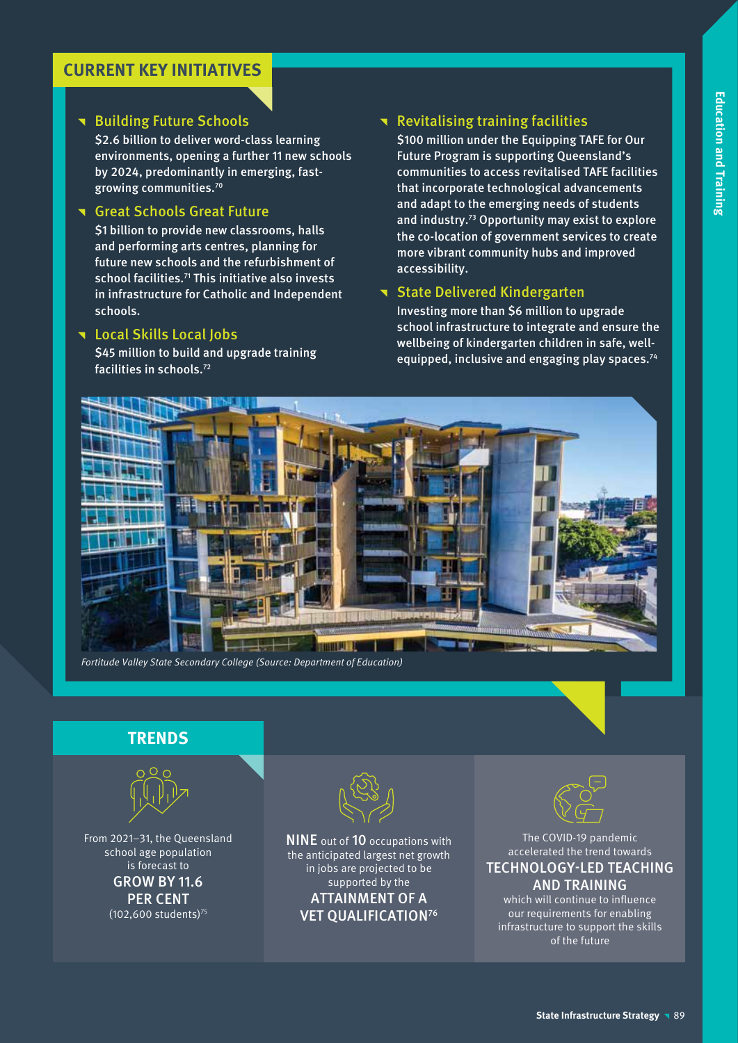## CURRENT KEY INITIATIVES

### Building Future Schools

$2.6 billion to deliver word-class learning environments, opening a further 11 new schools by 2024, predominantly in emerging, fast-growing communities.[70]

### Great Schools Great Future

$1 billion to provide new classrooms, halls and performing arts centres, planning for future new schools and the refurbishment of school facilities.[71] This initiative also invests in infrastructure for Catholic and Independent schools.

### Local Skills Local Jobs

$45 million to build and upgrade training facilities in schools.[72]

### Revitalising training facilities

$100 million under the Equipping TAFE for Our Future Program is supporting Queensland's communities to access revitalised TAFE facilities that incorporate technological advancements and adapt to the emerging needs of students and industry.[73] Opportunity may exist to explore the co-location of government services to create more vibrant community hubs and improved accessibility.

### State Delivered Kindergarten

Investing more than $6 million to upgrade school infrastructure to integrate and ensure the wellbeing of kindergarten children in safe, well-equipped, inclusive and engaging play spaces.[74]

*Fortitude Valley State Secondary College (Source: Department of Education)*

## TRENDS

From 2021–31, the Queensland school age population is forecast to **GROW BY 11.6 PER CENT** (102,600 students)[75]

**NINE** out of **10** occupations with the anticipated largest net growth in jobs are projected to be supported by the **ATTAINMENT OF A VET QUALIFICATION**[76]

The COVID-19 pandemic accelerated the trend towards **TECHNOLOGY-LED TEACHING AND TRAINING** which will continue to influence our requirements for enabling infrastructure to support the skills of the future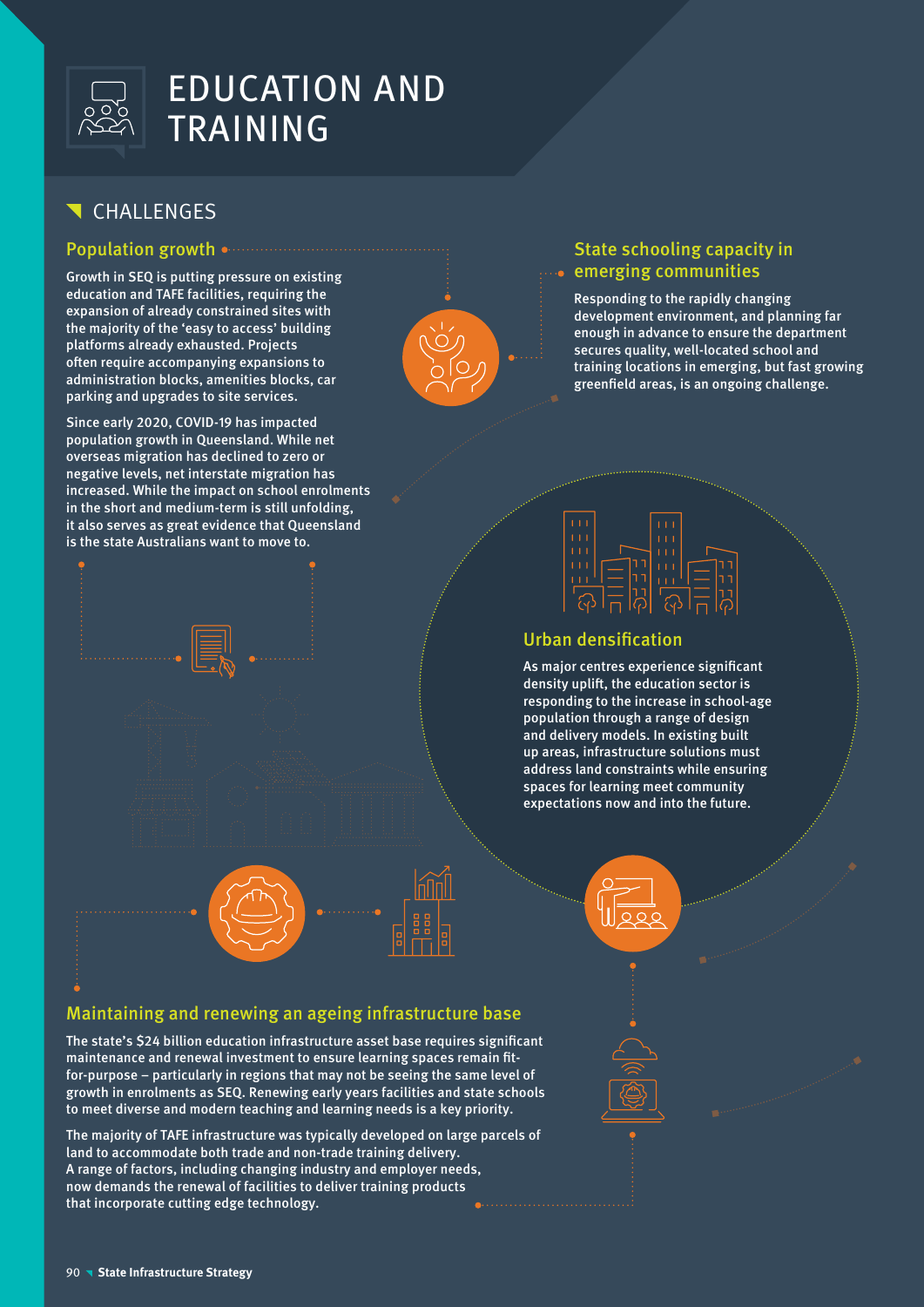# EDUCATION AND TRAINING

## CHALLENGES

### Population growth

Growth in SEQ is putting pressure on existing education and TAFE facilities, requiring the expansion of already constrained sites with the majority of the 'easy to access' building platforms already exhausted. Projects often require accompanying expansions to administration blocks, amenities blocks, car parking and upgrades to site services.

Since early 2020, COVID-19 has impacted population growth in Queensland. While net overseas migration has declined to zero or negative levels, net interstate migration has increased. While the impact on school enrolments in the short and medium-term is still unfolding, it also serves as great evidence that Queensland is the state Australians want to move to.

### State schooling capacity in emerging communities

Responding to the rapidly changing development environment, and planning far enough in advance to ensure the department secures quality, well-located school and training locations in emerging, but fast growing greenfield areas, is an ongoing challenge.

### Urban densification

As major centres experience significant density uplift, the education sector is responding to the increase in school-age population through a range of design and delivery models. In existing built up areas, infrastructure solutions must address land constraints while ensuring spaces for learning meet community expectations now and into the future.

### Maintaining and renewing an ageing infrastructure base

The state's $24 billion education infrastructure asset base requires significant maintenance and renewal investment to ensure learning spaces remain fit-for-purpose – particularly in regions that may not be seeing the same level of growth in enrolments as SEQ. Renewing early years facilities and state schools to meet diverse and modern teaching and learning needs is a key priority.

The majority of TAFE infrastructure was typically developed on large parcels of land to accommodate both trade and non-trade training delivery. A range of factors, including changing industry and employer needs, now demands the renewal of facilities to deliver training products that incorporate cutting edge technology.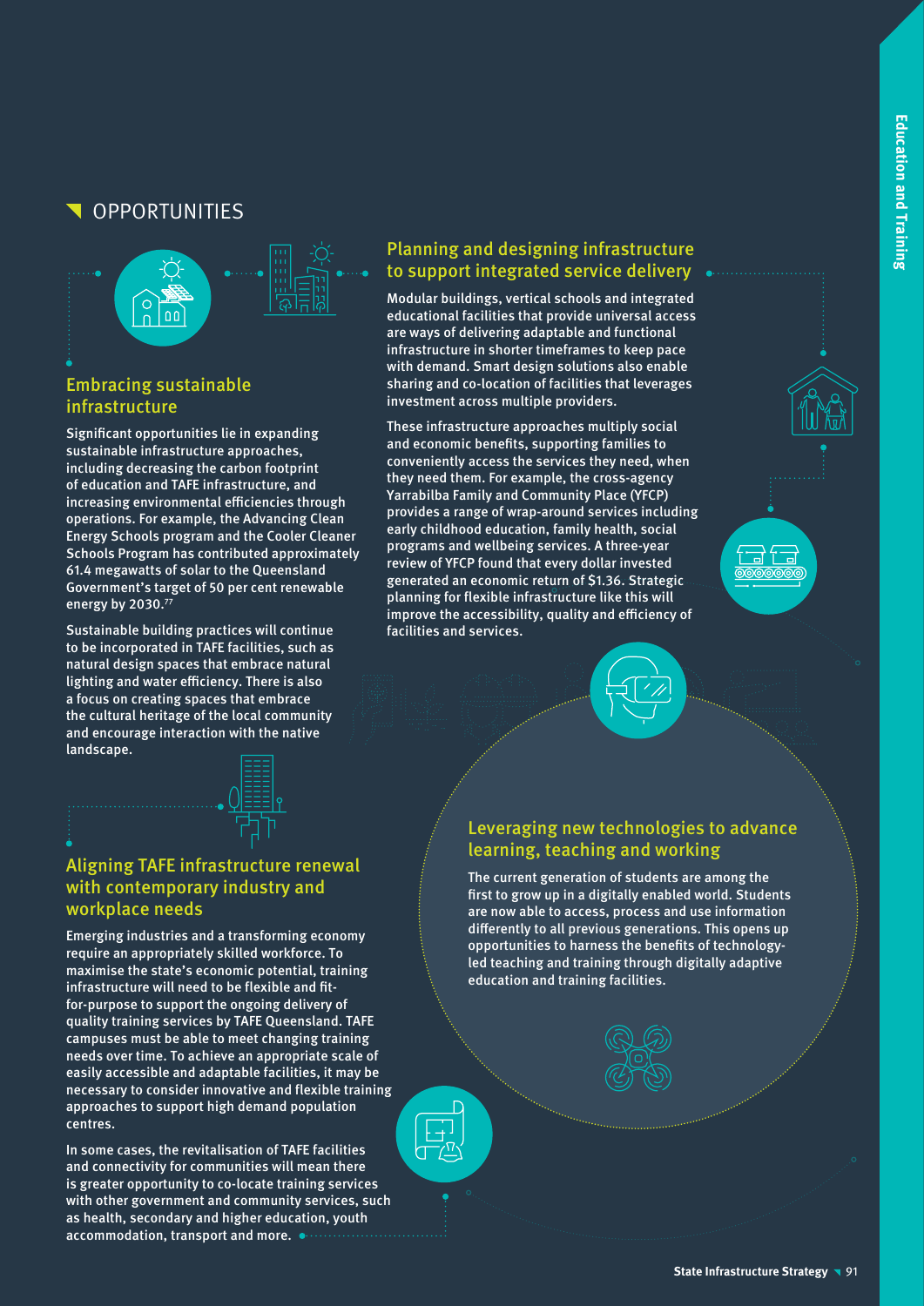## OPPORTUNITIES

### Embracing sustainable infrastructure

Significant opportunities lie in expanding sustainable infrastructure approaches, including decreasing the carbon footprint of education and TAFE infrastructure, and increasing environmental efficiencies through operations. For example, the Advancing Clean Energy Schools program and the Cooler Cleaner Schools Program has contributed approximately 61.4 megawatts of solar to the Queensland Government's target of 50 per cent renewable energy by 2030.[77]

Sustainable building practices will continue to be incorporated in TAFE facilities, such as natural design spaces that embrace natural lighting and water efficiency. There is also a focus on creating spaces that embrace the cultural heritage of the local community and encourage interaction with the native landscape.

### Aligning TAFE infrastructure renewal with contemporary industry and workplace needs

Emerging industries and a transforming economy require an appropriately skilled workforce. To maximise the state's economic potential, training infrastructure will need to be flexible and fit-for-purpose to support the ongoing delivery of quality training services by TAFE Queensland. TAFE campuses must be able to meet changing training needs over time. To achieve an appropriate scale of easily accessible and adaptable facilities, it may be necessary to consider innovative and flexible training approaches to support high demand population centres.

In some cases, the revitalisation of TAFE facilities and connectivity for communities will mean there is greater opportunity to co-locate training services with other government and community services, such as health, secondary and higher education, youth accommodation, transport and more.

### Planning and designing infrastructure to support integrated service delivery

Modular buildings, vertical schools and integrated educational facilities that provide universal access are ways of delivering adaptable and functional infrastructure in shorter timeframes to keep pace with demand. Smart design solutions also enable sharing and co-location of facilities that leverages investment across multiple providers.

These infrastructure approaches multiply social and economic benefits, supporting families to conveniently access the services they need, when they need them. For example, the cross-agency Yarrabilba Family and Community Place (YFCP) provides a range of wrap-around services including early childhood education, family health, social programs and wellbeing services. A three-year review of YFCP found that every dollar invested generated an economic return of $1.36. Strategic planning for flexible infrastructure like this will improve the accessibility, quality and efficiency of facilities and services.

### Leveraging new technologies to advance learning, teaching and working

The current generation of students are among the first to grow up in a digitally enabled world. Students are now able to access, process and use information differently to all previous generations. This opens up opportunities to harness the benefits of technology-led teaching and training through digitally adaptive education and training facilities.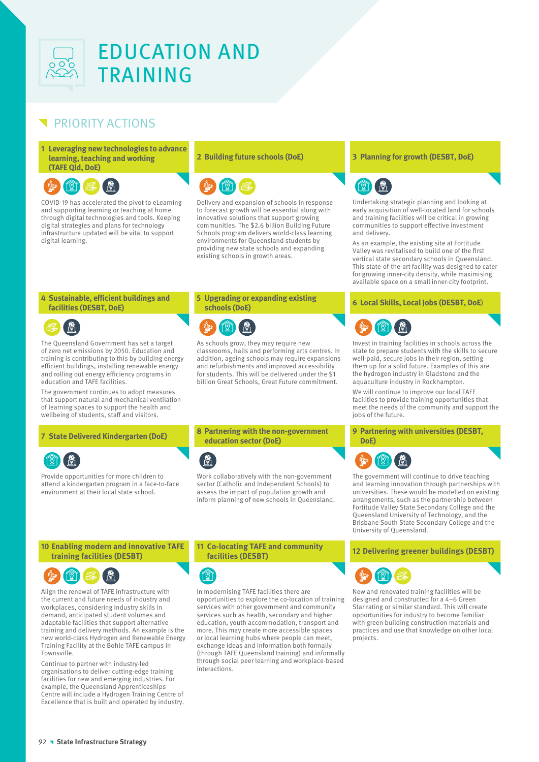# EDUCATION AND TRAINING

## PRIORITY ACTIONS

### 1 Leveraging new technologies to advance learning, teaching and working (TAFE Qld, DoE)

COVID-19 has accelerated the pivot to eLearning and supporting learning or teaching at home through digital technologies and tools. Keeping digital strategies and plans for technology infrastructure updated will be vital to support digital learning.

### 2 Building future schools (DoE)

Delivery and expansion of schools in response to forecast growth will be essential along with innovative solutions that support growing communities. The $2.6 billion Building Future Schools program delivers world-class learning environments for Queensland students by providing new state schools and expanding existing schools in growth areas.

### 3 Planning for growth (DESBT, DoE)

Undertaking strategic planning and looking at early acquisition of well-located land for schools and training facilities will be critical in growing communities to support effective investment and delivery.

As an example, the existing site at Fortitude Valley was revitalised to build one of the first vertical state secondary schools in Queensland. This state-of-the-art facility was designed to cater for growing inner-city density, while maximising available space on a small inner-city footprint.

### 4 Sustainable, efficient buildings and facilities (DESBT, DoE)

The Queensland Government has set a target of zero net emissions by 2050. Education and training is contributing to this by building energy efficient buildings, installing renewable energy and rolling out energy efficiency programs in education and TAFE facilities.

The government continues to adopt measures that support natural and mechanical ventilation of learning spaces to support the health and wellbeing of students, staff and visitors.

### 5 Upgrading or expanding existing schools (DoE)

As schools grow, they may require new classrooms, halls and performing arts centres. In addition, ageing schools may require expansions and refurbishments and improved accessibility for students. This will be delivered under the $1 billion Great Schools, Great Future commitment.

### 6 Local Skills, Local Jobs (DESBT, DoE)

Invest in training facilities in schools across the state to prepare students with the skills to secure well-paid, secure jobs in their region, setting them up for a solid future. Examples of this are the hydrogen industry in Gladstone and the aquaculture industry in Rockhampton.

We will continue to improve our local TAFE facilities to provide training opportunities that meet the needs of the community and support the jobs of the future.

### 7 State Delivered Kindergarten (DoE)

Provide opportunities for more children to attend a kindergarten program in a face-to-face environment at their local state school.

### 8 Partnering with the non-government education sector (DoE)

Work collaboratively with the non-government sector (Catholic and Independent Schools) to assess the impact of population growth and inform planning of new schools in Queensland.

### 9 Partnering with universities (DESBT, DoE)

The government will continue to drive teaching and learning innovation through partnerships with universities. These would be modelled on existing arrangements, such as the partnership between Fortitude Valley State Secondary College and the Queensland University of Technology, and the Brisbane South State Secondary College and the University of Queensland.

### 10 Enabling modern and innovative TAFE training facilities (DESBT)

Align the renewal of TAFE infrastructure with the current and future needs of industry and workplaces, considering industry skills in demand, anticipated student volumes and adaptable facilities that support alternative training and delivery methods. An example is the new world-class Hydrogen and Renewable Energy Training Facility at the Bohle TAFE campus in Townsville.

Continue to partner with industry-led organisations to deliver cutting-edge training facilities for new and emerging industries. For example, the Queensland Apprenticeships Centre will include a Hydrogen Training Centre of Excellence that is built and operated by industry.

### 11 Co-locating TAFE and community facilities (DESBT)

In modernising TAFE facilities there are opportunities to explore the co-location of training services with other government and community services such as health, secondary and higher education, youth accommodation, transport and more. This may create more accessible spaces or local learning hubs where people can meet, exchange ideas and information both formally (through TAFE Queensland training) and informally through social peer learning and workplace-based interactions.

### 12 Delivering greener buildings (DESBT)

New and renovated training facilities will be designed and constructed for a 4–6 Green Star rating or similar standard. This will create opportunities for industry to become familiar with green building construction materials and practices and use that knowledge on other local projects.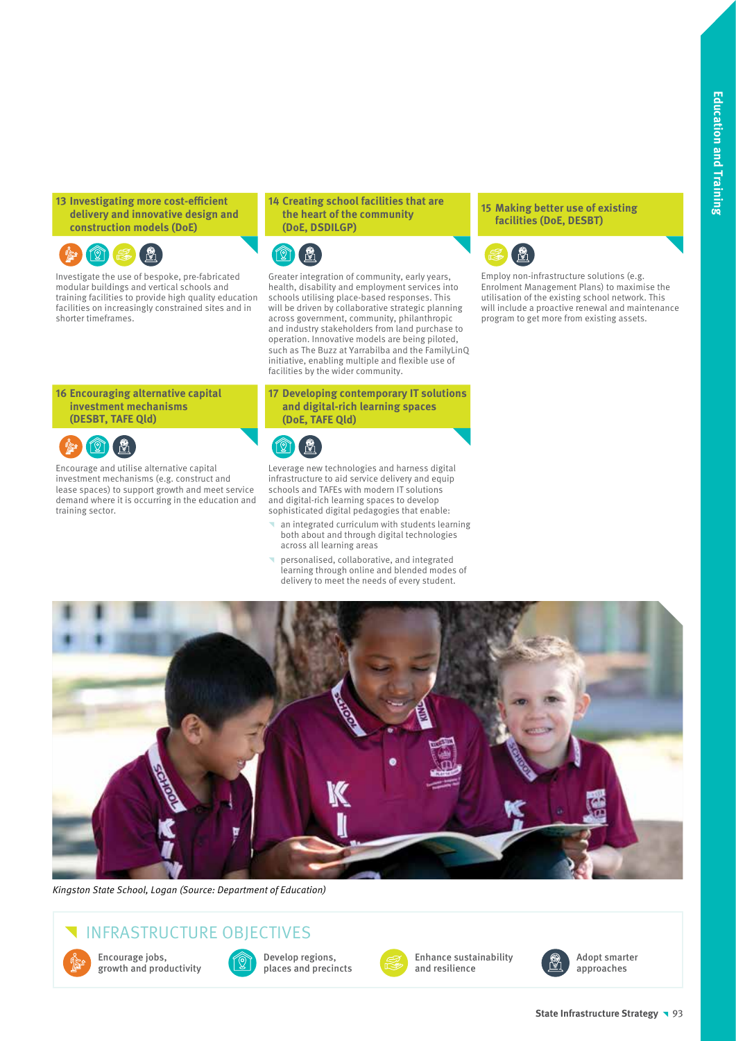### 13 Investigating more cost-efficient delivery and innovative design and construction models (DoE)

Investigate the use of bespoke, pre-fabricated modular buildings and vertical schools and training facilities to provide high quality education facilities on increasingly constrained sites and in shorter timeframes.

### 14 Creating school facilities that are the heart of the community (DoE, DSDILGP)

Greater integration of community, early years, health, disability and employment services into schools utilising place-based responses. This will be driven by collaborative strategic planning across government, community, philanthropic and industry stakeholders from land purchase to operation. Innovative models are being piloted, such as The Buzz at Yarrabilba and the FamilyLinQ initiative, enabling multiple and flexible use of facilities by the wider community.

### 15 Making better use of existing facilities (DoE, DESBT)

Employ non-infrastructure solutions (e.g. Enrolment Management Plans) to maximise the utilisation of the existing school network. This will include a proactive renewal and maintenance program to get more from existing assets.

### 16 Encouraging alternative capital investment mechanisms (DESBT, TAFE Qld)

Encourage and utilise alternative capital investment mechanisms (e.g. construct and lease spaces) to support growth and meet service demand where it is occurring in the education and training sector.

### 17 Developing contemporary IT solutions and digital-rich learning spaces (DoE, TAFE Qld)

Leverage new technologies and harness digital infrastructure to aid service delivery and equip schools and TAFEs with modern IT solutions and digital-rich learning spaces to develop sophisticated digital pedagogies that enable:

- an integrated curriculum with students learning both about and through digital technologies across all learning areas
- personalised, collaborative, and integrated learning through online and blended modes of delivery to meet the needs of every student.

*Kingston State School, Logan (Source: Department of Education)*

## INFRASTRUCTURE OBJECTIVES

- Encourage jobs, growth and productivity
- Develop regions, places and precincts
- Enhance sustainability and resilience
- Adopt smarter approaches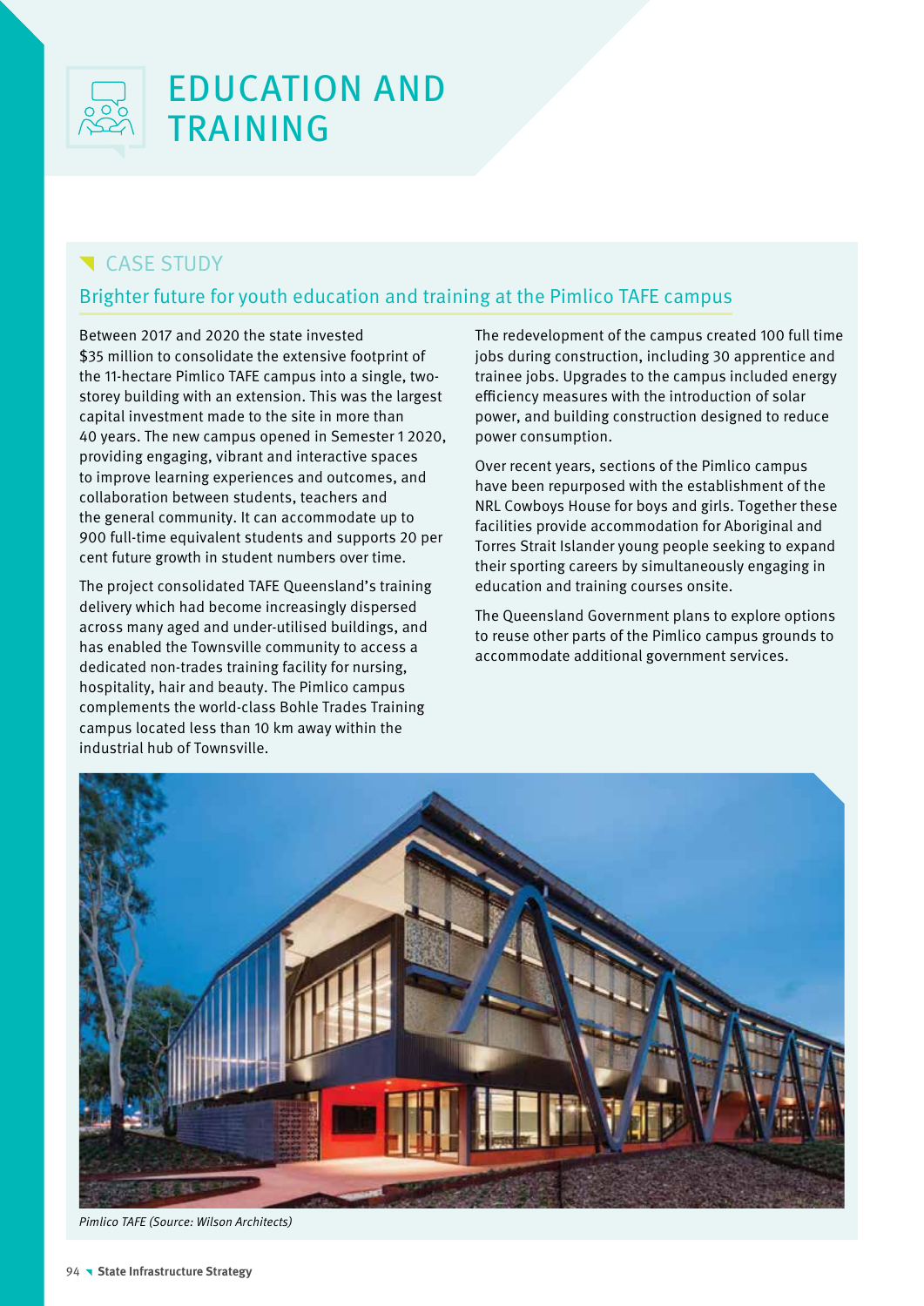# EDUCATION AND TRAINING

## CASE STUDY

### Brighter future for youth education and training at the Pimlico TAFE campus

Between 2017 and 2020 the state invested $35 million to consolidate the extensive footprint of the 11-hectare Pimlico TAFE campus into a single, two-storey building with an extension. This was the largest capital investment made to the site in more than 40 years. The new campus opened in Semester 1 2020, providing engaging, vibrant and interactive spaces to improve learning experiences and outcomes, and collaboration between students, teachers and the general community. It can accommodate up to 900 full-time equivalent students and supports 20 per cent future growth in student numbers over time.

The project consolidated TAFE Queensland's training delivery which had become increasingly dispersed across many aged and under-utilised buildings, and has enabled the Townsville community to access a dedicated non-trades training facility for nursing, hospitality, hair and beauty. The Pimlico campus complements the world-class Bohle Trades Training campus located less than 10 km away within the industrial hub of Townsville.

The redevelopment of the campus created 100 full time jobs during construction, including 30 apprentice and trainee jobs. Upgrades to the campus included energy efficiency measures with the introduction of solar power, and building construction designed to reduce power consumption.

Over recent years, sections of the Pimlico campus have been repurposed with the establishment of the NRL Cowboys House for boys and girls. Together these facilities provide accommodation for Aboriginal and Torres Strait Islander young people seeking to expand their sporting careers by simultaneously engaging in education and training courses onsite.

The Queensland Government plans to explore options to reuse other parts of the Pimlico campus grounds to accommodate additional government services.

*Pimlico TAFE (Source: Wilson Architects)*